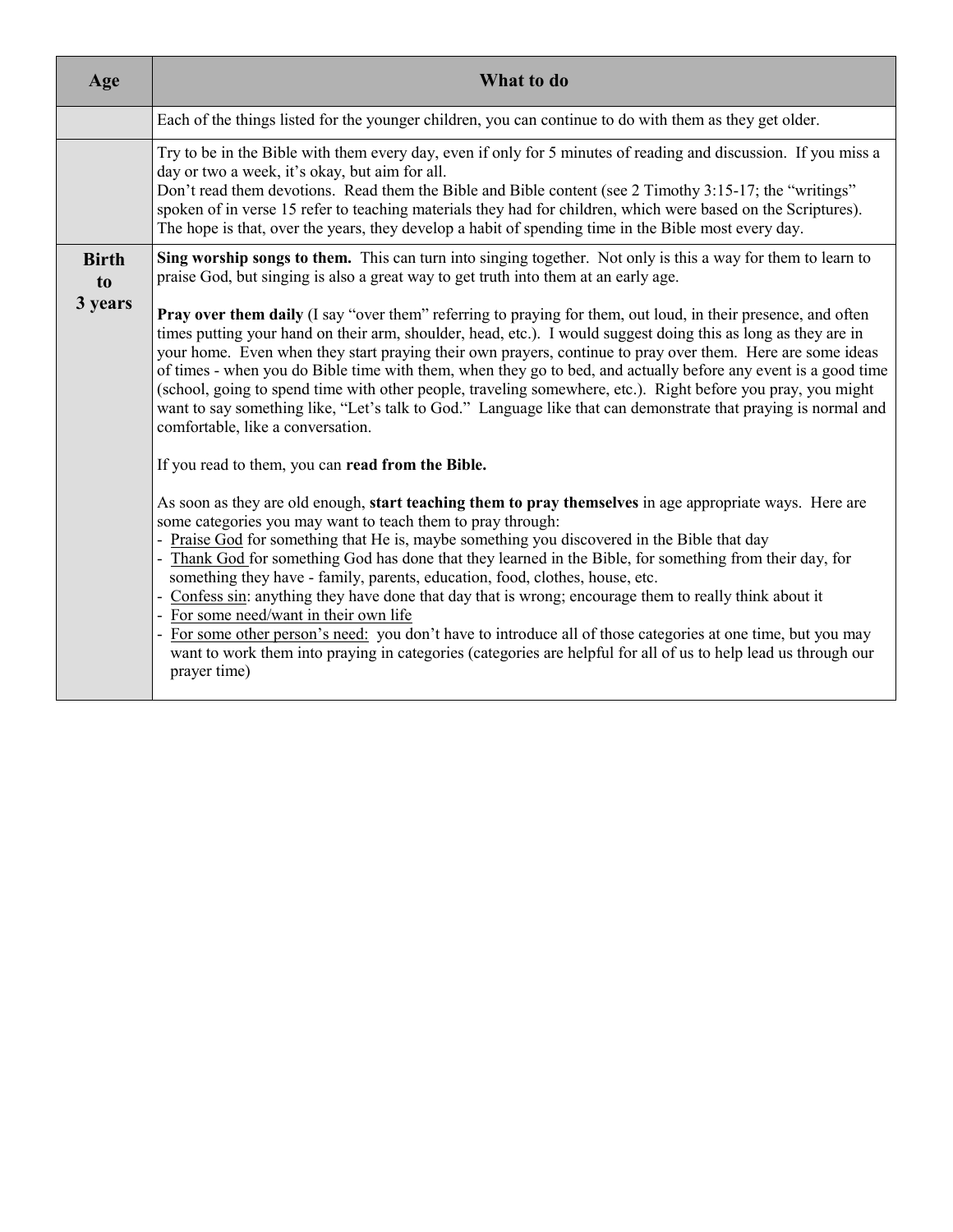| Age | What to do |
| --- | --- |
| | Each of the things listed for the younger children, you can continue to do with them as they get older. |
| | Try to be in the Bible with them every day, even if only for 5 minutes of reading and discussion. If you miss a day or two a week, it's okay, but aim for all.<br>Don't read them devotions. Read them the Bible and Bible content (see 2 Timothy 3:15-17; the "writings" spoken of in verse 15 refer to teaching materials they had for children, which were based on the Scriptures). The hope is that, over the years, they develop a habit of spending time in the Bible most every day. |
| **Birth to 3 years** | **Sing worship songs to them.** This can turn into singing together. Not only is this a way for them to learn to praise God, but singing is also a great way to get truth into them at an early age.<br><br>**Pray over them daily** (I say "over them" referring to praying for them, out loud, in their presence, and often times putting your hand on their arm, shoulder, head, etc.). I would suggest doing this as long as they are in your home. Even when they start praying their own prayers, continue to pray over them. Here are some ideas of times - when you do Bible time with them, when they go to bed, and actually before any event is a good time (school, going to spend time with other people, traveling somewhere, etc.). Right before you pray, you might want to say something like, "Let's talk to God." Language like that can demonstrate that praying is normal and comfortable, like a conversation.<br><br>If you read to them, you can **read from the Bible.**<br><br>As soon as they are old enough, **start teaching them to pray themselves** in age appropriate ways. Here are some categories you may want to teach them to pray through:<br>- Praise God for something that He is, maybe something you discovered in the Bible that day<br>- Thank God for something God has done that they learned in the Bible, for something from their day, for something they have - family, parents, education, food, clothes, house, etc.<br>- Confess sin: anything they have done that day that is wrong; encourage them to really think about it<br>- For some need/want in their own life<br>- For some other person's need: you don't have to introduce all of those categories at one time, but you may want to work them into praying in categories (categories are helpful for all of us to help lead us through our prayer time) |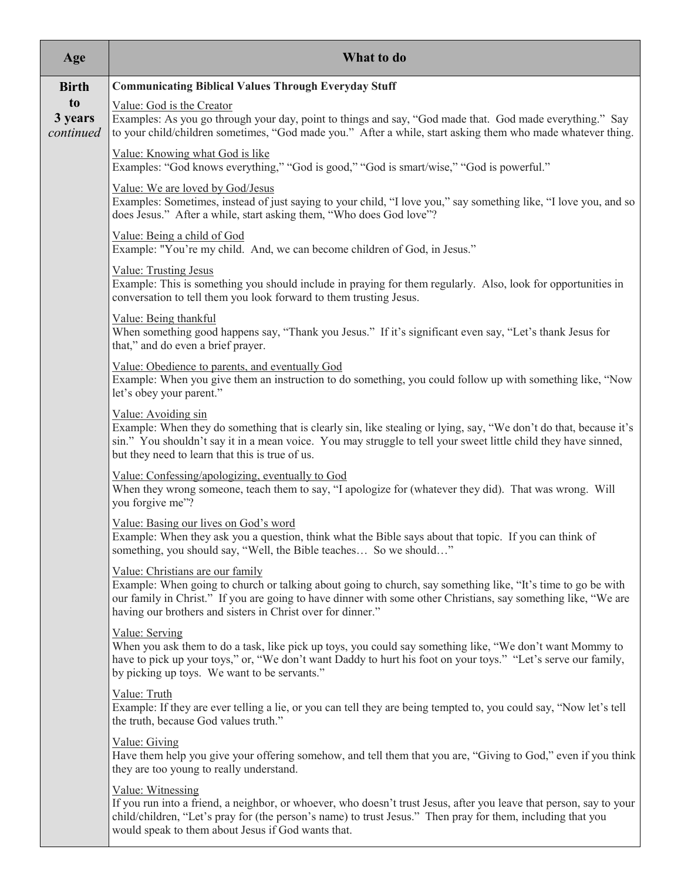| Age | What to do |
| --- | --- |
| **Birth to 3 years** *continued* | **Communicating Biblical Values Through Everyday Stuff**<br><br>Value: God is the Creator<br>Examples: As you go through your day, point to things and say, "God made that. God made everything." Say to your child/children sometimes, "God made you." After a while, start asking them who made whatever thing.<br><br>Value: Knowing what God is like<br>Examples: "God knows everything," "God is good," "God is smart/wise," "God is powerful."<br><br>Value: We are loved by God/Jesus<br>Examples: Sometimes, instead of just saying to your child, "I love you," say something like, "I love you, and so does Jesus." After a while, start asking them, "Who does God love"?<br><br>Value: Being a child of God<br>Example: "You're my child. And, we can become children of God, in Jesus."<br><br>Value: Trusting Jesus<br>Example: This is something you should include in praying for them regularly. Also, look for opportunities in conversation to tell them you look forward to them trusting Jesus.<br><br>Value: Being thankful<br>When something good happens say, "Thank you Jesus." If it's significant even say, "Let's thank Jesus for that," and do even a brief prayer.<br><br>Value: Obedience to parents, and eventually God<br>Example: When you give them an instruction to do something, you could follow up with something like, "Now let's obey your parent."<br><br>Value: Avoiding sin<br>Example: When they do something that is clearly sin, like stealing or lying, say, "We don't do that, because it's sin." You shouldn't say it in a mean voice. You may struggle to tell your sweet little child they have sinned, but they need to learn that this is true of us.<br><br>Value: Confessing/apologizing, eventually to God<br>When they wrong someone, teach them to say, "I apologize for (whatever they did). That was wrong. Will you forgive me"?<br><br>Value: Basing our lives on God's word<br>Example: When they ask you a question, think what the Bible says about that topic. If you can think of something, you should say, "Well, the Bible teaches… So we should…"<br><br>Value: Christians are our family<br>Example: When going to church or talking about going to church, say something like, "It's time to go be with our family in Christ." If you are going to have dinner with some other Christians, say something like, "We are having our brothers and sisters in Christ over for dinner."<br><br>Value: Serving<br>When you ask them to do a task, like pick up toys, you could say something like, "We don't want Mommy to have to pick up your toys," or, "We don't want Daddy to hurt his foot on your toys." "Let's serve our family, by picking up toys. We want to be servants."<br><br>Value: Truth<br>Example: If they are ever telling a lie, or you can tell they are being tempted to, you could say, "Now let's tell the truth, because God values truth."<br><br>Value: Giving<br>Have them help you give your offering somehow, and tell them that you are, "Giving to God," even if you think they are too young to really understand.<br><br>Value: Witnessing<br>If you run into a friend, a neighbor, or whoever, who doesn't trust Jesus, after you leave that person, say to your child/children, "Let's pray for (the person's name) to trust Jesus." Then pray for them, including that you would speak to them about Jesus if God wants that. |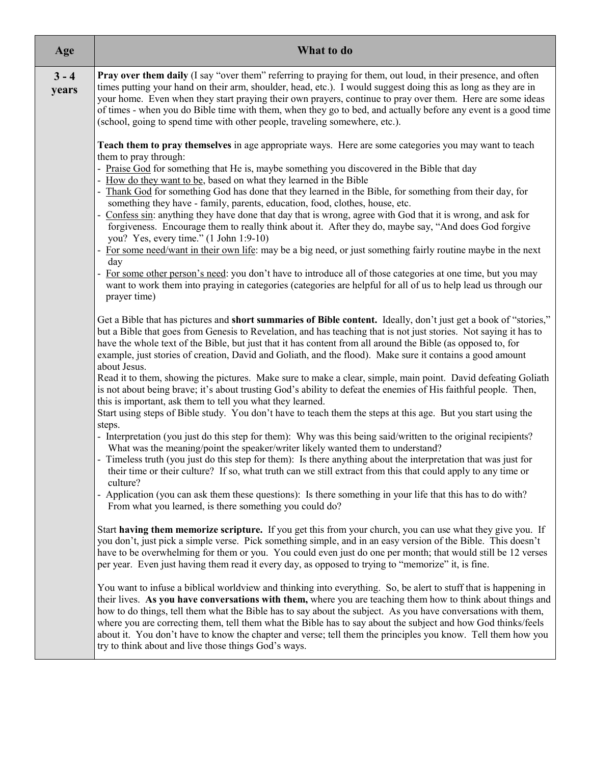| Age | What to do |
|---|---|
| 3 - 4 years | **Pray over them daily** (I say "over them" referring to praying for them, out loud, in their presence, and often times putting your hand on their arm, shoulder, head, etc.). I would suggest doing this as long as they are in your home. Even when they start praying their own prayers, continue to pray over them. Here are some ideas of times - when you do Bible time with them, when they go to bed, and actually before any event is a good time (school, going to spend time with other people, traveling somewhere, etc.).<br><br>**Teach them to pray themselves** in age appropriate ways. Here are some categories you may want to teach them to pray through:<br>- Praise God for something that He is, maybe something you discovered in the Bible that day<br>- How do they want to be, based on what they learned in the Bible<br>- Thank God for something God has done that they learned in the Bible, for something from their day, for something they have - family, parents, education, food, clothes, house, etc.<br>- Confess sin: anything they have done that day that is wrong, agree with God that it is wrong, and ask for forgiveness. Encourage them to really think about it. After they do, maybe say, "And does God forgive you? Yes, every time." (1 John 1:9-10)<br>- For some need/want in their own life: may be a big need, or just something fairly routine maybe in the next day<br>- For some other person's need: you don't have to introduce all of those categories at one time, but you may want to work them into praying in categories (categories are helpful for all of us to help lead us through our prayer time)<br><br>Get a Bible that has pictures and **short summaries of Bible content.** Ideally, don't just get a book of "stories," but a Bible that goes from Genesis to Revelation, and has teaching that is not just stories. Not saying it has to have the whole text of the Bible, but just that it has content from all around the Bible (as opposed to, for example, just stories of creation, David and Goliath, and the flood). Make sure it contains a good amount about Jesus.<br>Read it to them, showing the pictures. Make sure to make a clear, simple, main point. David defeating Goliath is not about being brave; it's about trusting God's ability to defeat the enemies of His faithful people. Then, this is important, ask them to tell you what they learned.<br>Start using steps of Bible study. You don't have to teach them the steps at this age. But you start using the steps.<br>- Interpretation (you just do this step for them): Why was this being said/written to the original recipients? What was the meaning/point the speaker/writer likely wanted them to understand?<br>- Timeless truth (you just do this step for them): Is there anything about the interpretation that was just for their time or their culture? If so, what truth can we still extract from this that could apply to any time or culture?<br>- Application (you can ask them these questions): Is there something in your life that this has to do with? From what you learned, is there something you could do?<br><br>Start **having them memorize scripture.** If you get this from your church, you can use what they give you. If you don't, just pick a simple verse. Pick something simple, and in an easy version of the Bible. This doesn't have to be overwhelming for them or you. You could even just do one per month; that would still be 12 verses per year. Even just having them read it every day, as opposed to trying to "memorize" it, is fine.<br><br>You want to infuse a biblical worldview and thinking into everything. So, be alert to stuff that is happening in their lives. **As you have conversations with them,** where you are teaching them how to think about things and how to do things, tell them what the Bible has to say about the subject. As you have conversations with them, where you are correcting them, tell them what the Bible has to say about the subject and how God thinks/feels about it. You don't have to know the chapter and verse; tell them the principles you know. Tell them how you try to think about and live those things God's ways. |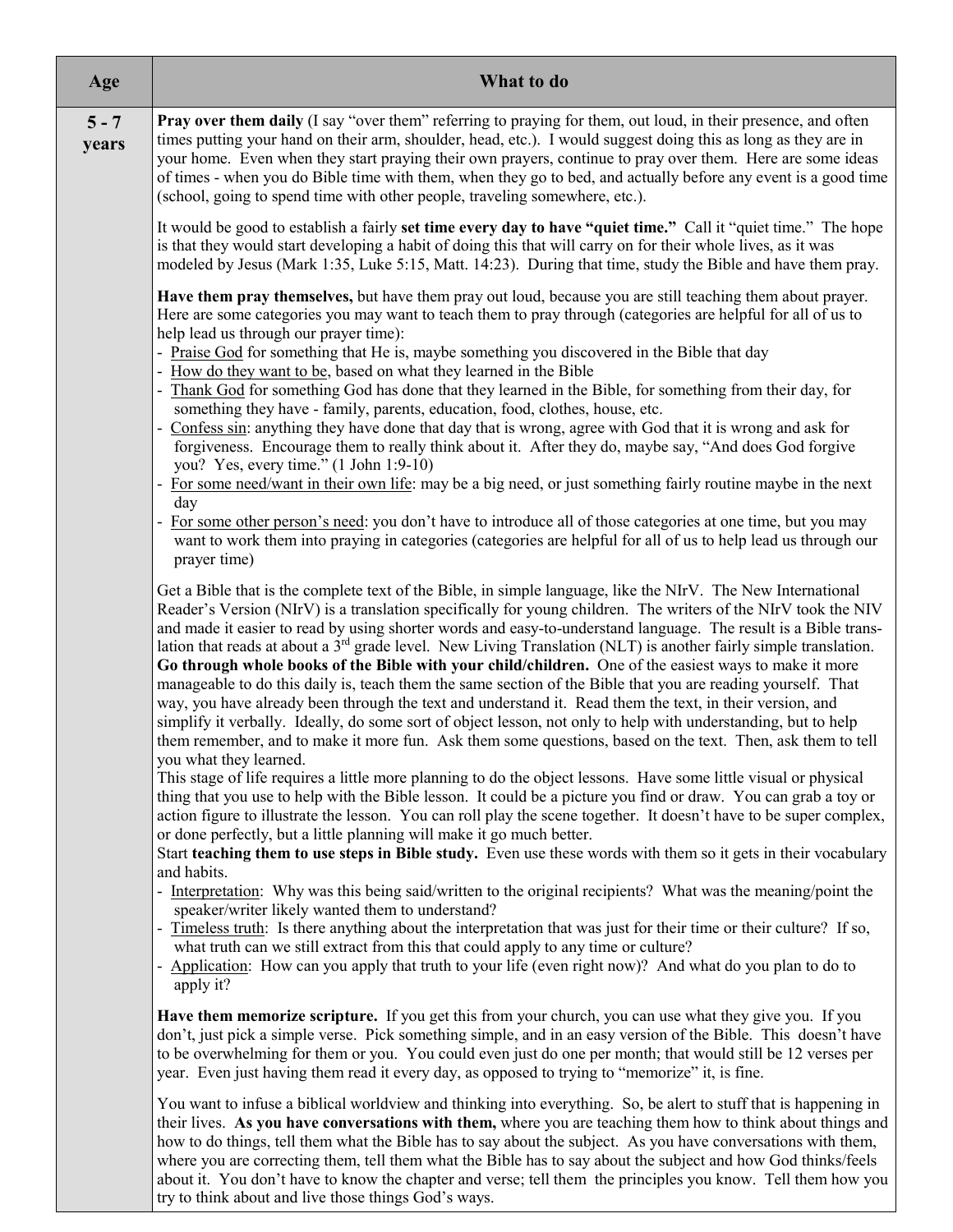| Age | What to do |
|---|---|
| **5 - 7 years** | **Pray over them daily** (I say "over them" referring to praying for them, out loud, in their presence, and often times putting your hand on their arm, shoulder, head, etc.). I would suggest doing this as long as they are in your home. Even when they start praying their own prayers, continue to pray over them. Here are some ideas of times - when you do Bible time with them, when they go to bed, and actually before any event is a good time (school, going to spend time with other people, traveling somewhere, etc.).<br><br>It would be good to establish a fairly **set time every day to have "quiet time."** Call it "quiet time." The hope is that they would start developing a habit of doing this that will carry on for their whole lives, as it was modeled by Jesus (Mark 1:35, Luke 5:15, Matt. 14:23). During that time, study the Bible and have them pray.<br><br>**Have them pray themselves,** but have them pray out loud, because you are still teaching them about prayer. Here are some categories you may want to teach them to pray through (categories are helpful for all of us to help lead us through our prayer time):<br>- Praise God for something that He is, maybe something you discovered in the Bible that day<br>- How do they want to be, based on what they learned in the Bible<br>- Thank God for something God has done that they learned in the Bible, for something from their day, for something they have - family, parents, education, food, clothes, house, etc.<br>- Confess sin: anything they have done that day that is wrong, agree with God that it is wrong and ask for forgiveness. Encourage them to really think about it. After they do, maybe say, "And does God forgive you? Yes, every time." (1 John 1:9-10)<br>- For some need/want in their own life: may be a big need, or just something fairly routine maybe in the next day<br>- For some other person's need: you don't have to introduce all of those categories at one time, but you may want to work them into praying in categories (categories are helpful for all of us to help lead us through our prayer time)<br><br>Get a Bible that is the complete text of the Bible, in simple language, like the NIrV. The New International Reader's Version (NIrV) is a translation specifically for young children. The writers of the NIrV took the NIV and made it easier to read by using shorter words and easy-to-understand language. The result is a Bible translation that reads at about a 3rd grade level. New Living Translation (NLT) is another fairly simple translation. **Go through whole books of the Bible with your child/children.** One of the easiest ways to make it more manageable to do this daily is, teach them the same section of the Bible that you are reading yourself. That way, you have already been through the text and understand it. Read them the text, in their version, and simplify it verbally. Ideally, do some sort of object lesson, not only to help with understanding, but to help them remember, and to make it more fun. Ask them some questions, based on the text. Then, ask them to tell you what they learned.<br>This stage of life requires a little more planning to do the object lessons. Have some little visual or physical thing that you use to help with the Bible lesson. It could be a picture you find or draw. You can grab a toy or action figure to illustrate the lesson. You can roll play the scene together. It doesn't have to be super complex, or done perfectly, but a little planning will make it go much better.<br>Start **teaching them to use steps in Bible study.** Even use these words with them so it gets in their vocabulary and habits.<br>- Interpretation: Why was this being said/written to the original recipients? What was the meaning/point the speaker/writer likely wanted them to understand?<br>- Timeless truth: Is there anything about the interpretation that was just for their time or their culture? If so, what truth can we still extract from this that could apply to any time or culture?<br>- Application: How can you apply that truth to your life (even right now)? And what do you plan to do to apply it?<br><br>**Have them memorize scripture.** If you get this from your church, you can use what they give you. If you don't, just pick a simple verse. Pick something simple, and in an easy version of the Bible. This doesn't have to be overwhelming for them or you. You could even just do one per month; that would still be 12 verses per year. Even just having them read it every day, as opposed to trying to "memorize" it, is fine.<br><br>You want to infuse a biblical worldview and thinking into everything. So, be alert to stuff that is happening in their lives. **As you have conversations with them,** where you are teaching them how to think about things and how to do things, tell them what the Bible has to say about the subject. As you have conversations with them, where you are correcting them, tell them what the Bible has to say about the subject and how God thinks/feels about it. You don't have to know the chapter and verse; tell them the principles you know. Tell them how you try to think about and live those things God's ways. |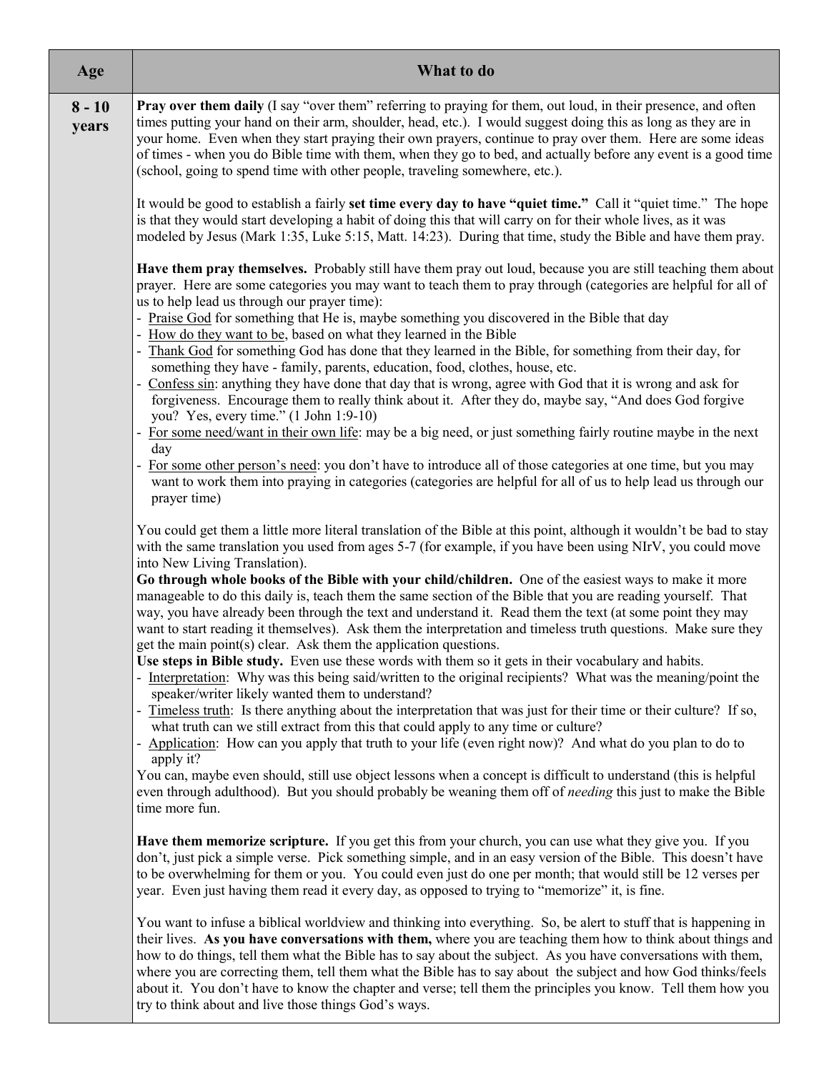| Age | What to do |
| --- | --- |
| 8 - 10 years | **Pray over them daily** (I say "over them" referring to praying for them, out loud, in their presence, and often times putting your hand on their arm, shoulder, head, etc.). I would suggest doing this as long as they are in your home. Even when they start praying their own prayers, continue to pray over them. Here are some ideas of times - when you do Bible time with them, when they go to bed, and actually before any event is a good time (school, going to spend time with other people, traveling somewhere, etc.).<br><br>It would be good to establish a fairly **set time every day to have "quiet time."** Call it "quiet time." The hope is that they would start developing a habit of doing this that will carry on for their whole lives, as it was modeled by Jesus (Mark 1:35, Luke 5:15, Matt. 14:23). During that time, study the Bible and have them pray.<br><br>**Have them pray themselves.** Probably still have them pray out loud, because you are still teaching them about prayer. Here are some categories you may want to teach them to pray through (categories are helpful for all of us to help lead us through our prayer time):<br>- <u>Praise God</u> for something that He is, maybe something you discovered in the Bible that day<br>- <u>How do they want to be</u>, based on what they learned in the Bible<br>- <u>Thank God</u> for something God has done that they learned in the Bible, for something from their day, for something they have - family, parents, education, food, clothes, house, etc.<br>- <u>Confess sin</u>: anything they have done that day that is wrong, agree with God that it is wrong and ask for forgiveness. Encourage them to really think about it. After they do, maybe say, "And does God forgive you? Yes, every time." (1 John 1:9-10)<br>- <u>For some need/want in their own life</u>: may be a big need, or just something fairly routine maybe in the next day<br>- <u>For some other person's need</u>: you don't have to introduce all of those categories at one time, but you may want to work them into praying in categories (categories are helpful for all of us to help lead us through our prayer time)<br><br>You could get them a little more literal translation of the Bible at this point, although it wouldn't be bad to stay with the same translation you used from ages 5-7 (for example, if you have been using NIrV, you could move into New Living Translation).<br>**Go through whole books of the Bible with your child/children.** One of the easiest ways to make it more manageable to do this daily is, teach them the same section of the Bible that you are reading yourself. That way, you have already been through the text and understand it. Read them the text (at some point they may want to start reading it themselves). Ask them the interpretation and timeless truth questions. Make sure they get the main point(s) clear. Ask them the application questions.<br>**Use steps in Bible study.** Even use these words with them so it gets in their vocabulary and habits.<br>- <u>Interpretation</u>: Why was this being said/written to the original recipients? What was the meaning/point the speaker/writer likely wanted them to understand?<br>- <u>Timeless truth</u>: Is there anything about the interpretation that was just for their time or their culture? If so, what truth can we still extract from this that could apply to any time or culture?<br>- <u>Application</u>: How can you apply that truth to your life (even right now)? And what do you plan to do to apply it?<br>You can, maybe even should, still use object lessons when a concept is difficult to understand (this is helpful even through adulthood). But you should probably be weaning them off of *needing* this just to make the Bible time more fun.<br><br>**Have them memorize scripture.** If you get this from your church, you can use what they give you. If you don't, just pick a simple verse. Pick something simple, and in an easy version of the Bible. This doesn't have to be overwhelming for them or you. You could even just do one per month; that would still be 12 verses per year. Even just having them read it every day, as opposed to trying to "memorize" it, is fine.<br><br>You want to infuse a biblical worldview and thinking into everything. So, be alert to stuff that is happening in their lives. **As you have conversations with them,** where you are teaching them how to think about things and how to do things, tell them what the Bible has to say about the subject. As you have conversations with them, where you are correcting them, tell them what the Bible has to say about the subject and how God thinks/feels about it. You don't have to know the chapter and verse; tell them the principles you know. Tell them how you try to think about and live those things God's ways. |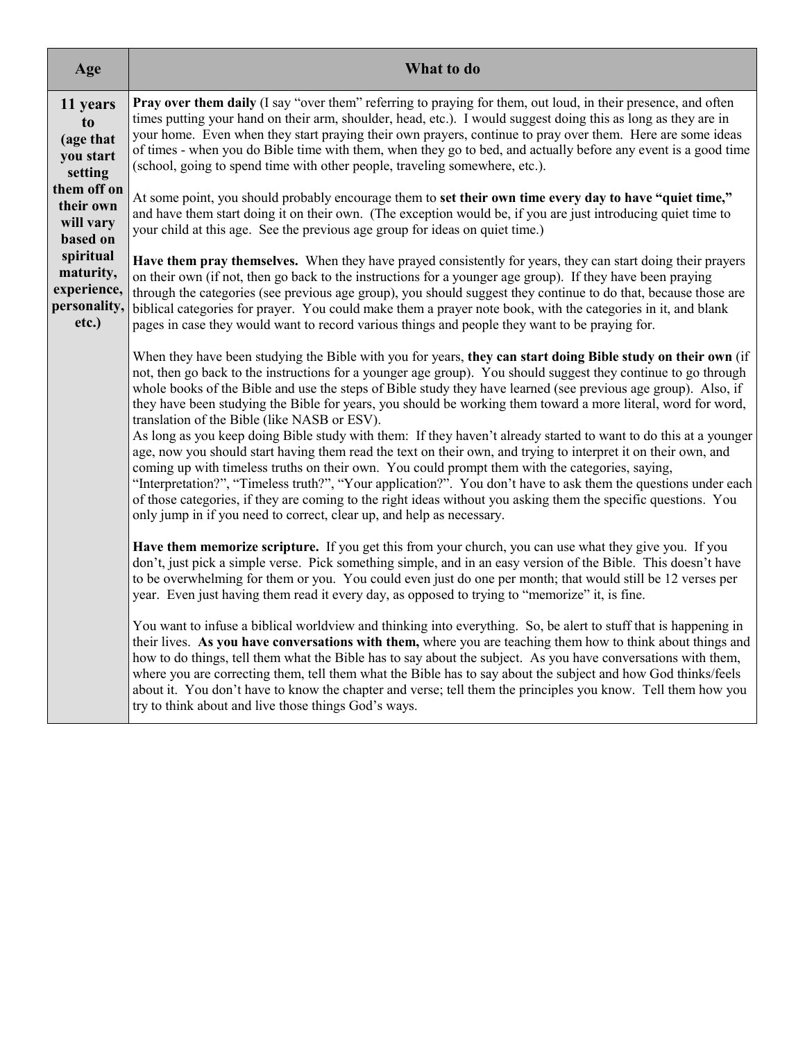| Age | What to do |
| --- | --- |
| **11 years to (age that you start setting them off on their own will vary based on spiritual maturity, experience, personality, etc.)** | **Pray over them daily** (I say "over them" referring to praying for them, out loud, in their presence, and often times putting your hand on their arm, shoulder, head, etc.). I would suggest doing this as long as they are in your home. Even when they start praying their own prayers, continue to pray over them. Here are some ideas of times - when you do Bible time with them, when they go to bed, and actually before any event is a good time (school, going to spend time with other people, traveling somewhere, etc.).<br><br>At some point, you should probably encourage them to **set their own time every day to have "quiet time,"** and have them start doing it on their own. (The exception would be, if you are just introducing quiet time to your child at this age. See the previous age group for ideas on quiet time.)<br><br>**Have them pray themselves.** When they have prayed consistently for years, they can start doing their prayers on their own (if not, then go back to the instructions for a younger age group). If they have been praying through the categories (see previous age group), you should suggest they continue to do that, because those are biblical categories for prayer. You could make them a prayer note book, with the categories in it, and blank pages in case they would want to record various things and people they want to be praying for.<br><br>When they have been studying the Bible with you for years, **they can start doing Bible study on their own** (if not, then go back to the instructions for a younger age group). You should suggest they continue to go through whole books of the Bible and use the steps of Bible study they have learned (see previous age group). Also, if they have been studying the Bible for years, you should be working them toward a more literal, word for word, translation of the Bible (like NASB or ESV).<br>As long as you keep doing Bible study with them: If they haven't already started to want to do this at a younger age, now you should start having them read the text on their own, and trying to interpret it on their own, and coming up with timeless truths on their own. You could prompt them with the categories, saying, "Interpretation?", "Timeless truth?", "Your application?". You don't have to ask them the questions under each of those categories, if they are coming to the right ideas without you asking them the specific questions. You only jump in if you need to correct, clear up, and help as necessary.<br><br>**Have them memorize scripture.** If you get this from your church, you can use what they give you. If you don't, just pick a simple verse. Pick something simple, and in an easy version of the Bible. This doesn't have to be overwhelming for them or you. You could even just do one per month; that would still be 12 verses per year. Even just having them read it every day, as opposed to trying to "memorize" it, is fine.<br><br>You want to infuse a biblical worldview and thinking into everything. So, be alert to stuff that is happening in their lives. **As you have conversations with them,** where you are teaching them how to think about things and how to do things, tell them what the Bible has to say about the subject. As you have conversations with them, where you are correcting them, tell them what the Bible has to say about the subject and how God thinks/feels about it. You don't have to know the chapter and verse; tell them the principles you know. Tell them how you try to think about and live those things God's ways. |